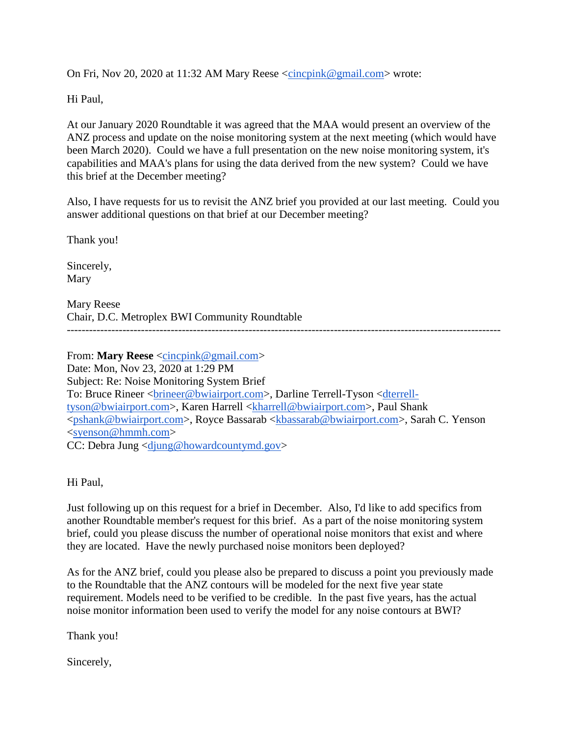On Fri, Nov 20, 2020 at 11:32 AM Mary Reese <cincpink@gmail.com> wrote:

Hi Paul,

At our January 2020 Roundtable it was agreed that the MAA would present an overview of the ANZ process and update on the noise monitoring system at the next meeting (which would have been March 2020). Could we have a full presentation on the new noise monitoring system, it's capabilities and MAA's plans for using the data derived from the new system? Could we have this brief at the December meeting?

Also, I have requests for us to revisit the ANZ brief you provided at our last meeting. Could you answer additional questions on that brief at our December meeting?

Thank you!

Sincerely,
Mary

Mary Reese
Chair, D.C. Metroplex BWI Community Roundtable

---

From: **Mary Reese** <cincpink@gmail.com>
Date: Mon, Nov 23, 2020 at 1:29 PM
Subject: Re: Noise Monitoring System Brief
To: Bruce Rineer <brineer@bwiairport.com>, Darline Terrell-Tyson <dterrell-tyson@bwiairport.com>, Karen Harrell <kharrell@bwiairport.com>, Paul Shank <pshank@bwiairport.com>, Royce Bassarab <kbassarab@bwiairport.com>, Sarah C. Yenson <syenson@hmmh.com>
CC: Debra Jung <djung@howardcountymd.gov>

Hi Paul,

Just following up on this request for a brief in December. Also, I'd like to add specifics from another Roundtable member's request for this brief. As a part of the noise monitoring system brief, could you please discuss the number of operational noise monitors that exist and where they are located. Have the newly purchased noise monitors been deployed?

As for the ANZ brief, could you please also be prepared to discuss a point you previously made to the Roundtable that the ANZ contours will be modeled for the next five year state requirement. Models need to be verified to be credible. In the past five years, has the actual noise monitor information been used to verify the model for any noise contours at BWI?

Thank you!

Sincerely,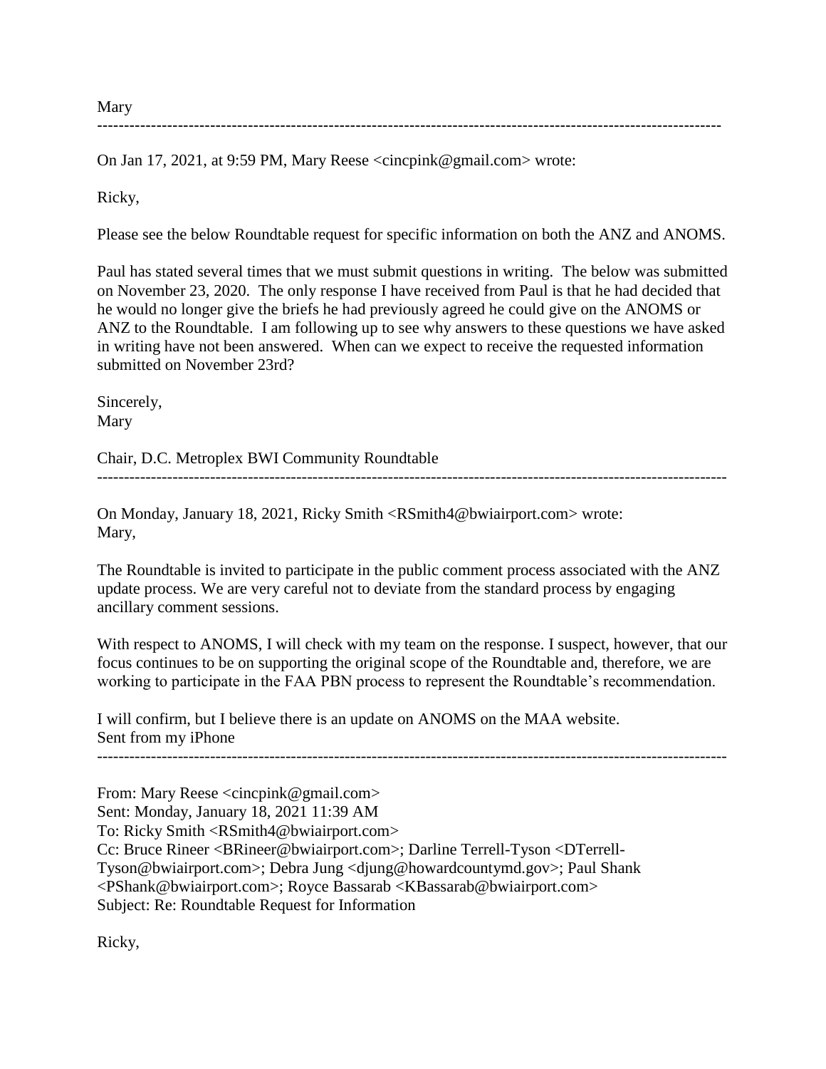Mary

---

On Jan 17, 2021, at 9:59 PM, Mary Reese <cincpink@gmail.com> wrote:

Ricky,

Please see the below Roundtable request for specific information on both the ANZ and ANOMS.

Paul has stated several times that we must submit questions in writing. The below was submitted on November 23, 2020. The only response I have received from Paul is that he had decided that he would no longer give the briefs he had previously agreed he could give on the ANOMS or ANZ to the Roundtable. I am following up to see why answers to these questions we have asked in writing have not been answered. When can we expect to receive the requested information submitted on November 23rd?

Sincerely,
Mary

Chair, D.C. Metroplex BWI Community Roundtable

---

On Monday, January 18, 2021, Ricky Smith <RSmith4@bwiairport.com> wrote:
Mary,

The Roundtable is invited to participate in the public comment process associated with the ANZ update process. We are very careful not to deviate from the standard process by engaging ancillary comment sessions.

With respect to ANOMS, I will check with my team on the response. I suspect, however, that our focus continues to be on supporting the original scope of the Roundtable and, therefore, we are working to participate in the FAA PBN process to represent the Roundtable's recommendation.

I will confirm, but I believe there is an update on ANOMS on the MAA website.
Sent from my iPhone

---

From: Mary Reese <cincpink@gmail.com>
Sent: Monday, January 18, 2021 11:39 AM
To: Ricky Smith <RSmith4@bwiairport.com>
Cc: Bruce Rineer <BRineer@bwiairport.com>; Darline Terrell-Tyson <DTerrell-Tyson@bwiairport.com>; Debra Jung <djung@howardcountymd.gov>; Paul Shank <PShank@bwiairport.com>; Royce Bassarab <KBassarab@bwiairport.com>
Subject: Re: Roundtable Request for Information

Ricky,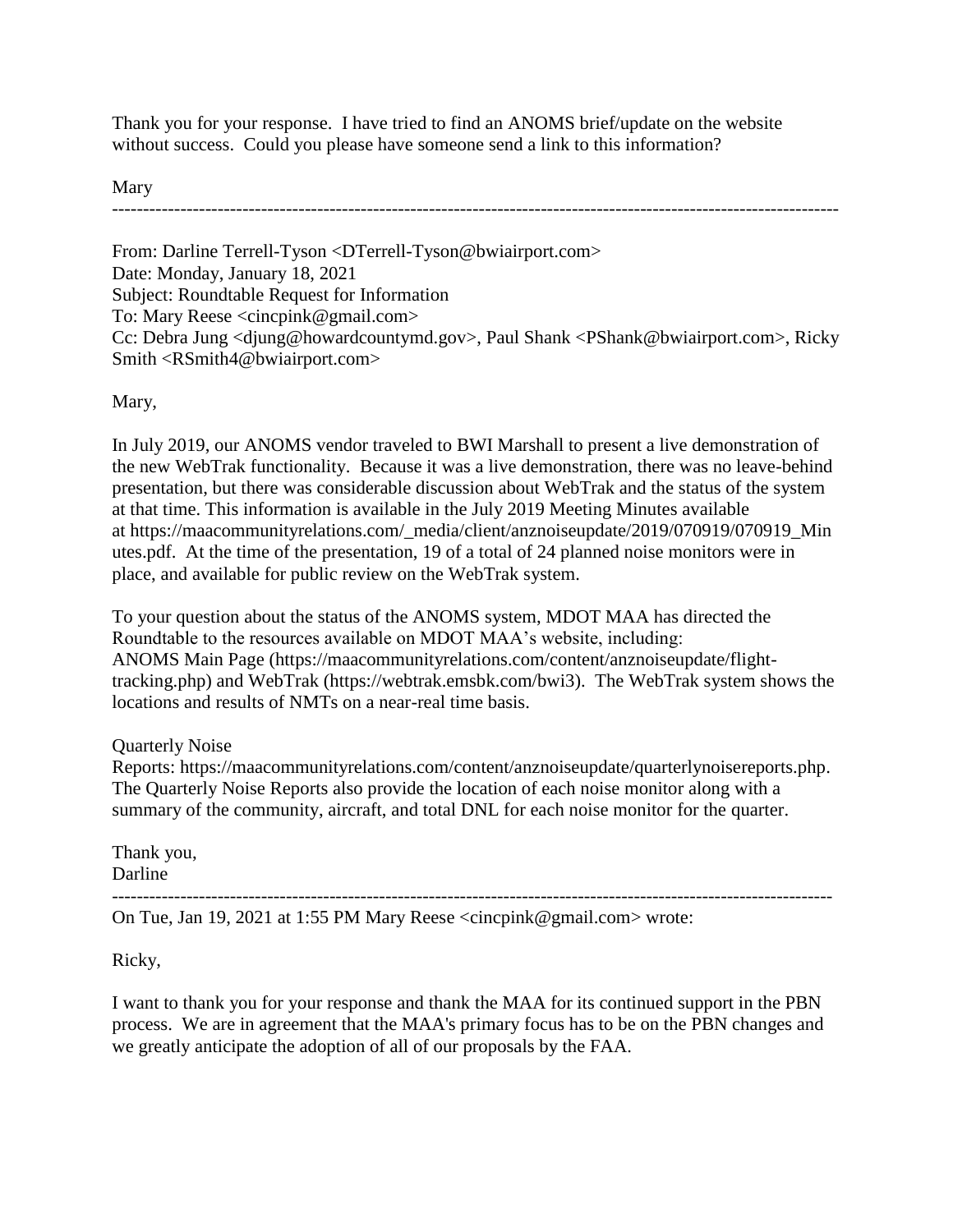Thank you for your response. I have tried to find an ANOMS brief/update on the website without success. Could you please have someone send a link to this information?

Mary

---

From: Darline Terrell-Tyson <DTerrell-Tyson@bwiairport.com>
Date: Monday, January 18, 2021
Subject: Roundtable Request for Information
To: Mary Reese <cincpink@gmail.com>
Cc: Debra Jung <djung@howardcountymd.gov>, Paul Shank <PShank@bwiairport.com>, Ricky Smith <RSmith4@bwiairport.com>

Mary,

In July 2019, our ANOMS vendor traveled to BWI Marshall to present a live demonstration of the new WebTrak functionality. Because it was a live demonstration, there was no leave-behind presentation, but there was considerable discussion about WebTrak and the status of the system at that time. This information is available in the July 2019 Meeting Minutes available at https://maacommunityrelations.com/_media/client/anznoiseupdate/2019/070919/070919_Minutes.pdf. At the time of the presentation, 19 of a total of 24 planned noise monitors were in place, and available for public review on the WebTrak system.

To your question about the status of the ANOMS system, MDOT MAA has directed the Roundtable to the resources available on MDOT MAA's website, including: ANOMS Main Page (https://maacommunityrelations.com/content/anznoiseupdate/flight-tracking.php) and WebTrak (https://webtrak.emsbk.com/bwi3). The WebTrak system shows the locations and results of NMTs on a near-real time basis.

Quarterly Noise Reports: https://maacommunityrelations.com/content/anznoiseupdate/quarterlynoisereports.php. The Quarterly Noise Reports also provide the location of each noise monitor along with a summary of the community, aircraft, and total DNL for each noise monitor for the quarter.

Thank you,
Darline

---

On Tue, Jan 19, 2021 at 1:55 PM Mary Reese <cincpink@gmail.com> wrote:

Ricky,

I want to thank you for your response and thank the MAA for its continued support in the PBN process. We are in agreement that the MAA's primary focus has to be on the PBN changes and we greatly anticipate the adoption of all of our proposals by the FAA.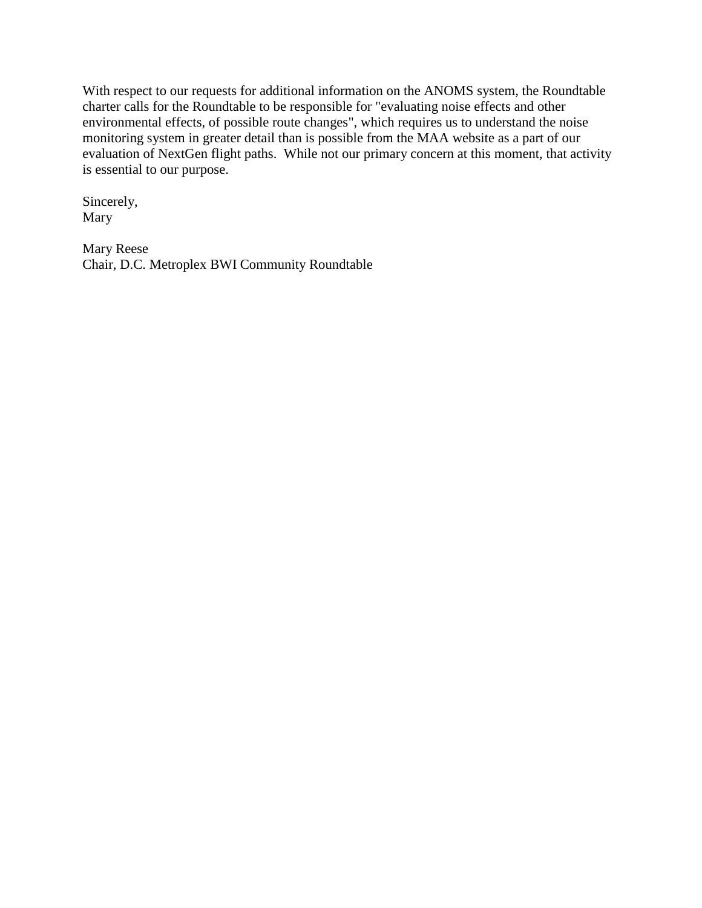With respect to our requests for additional information on the ANOMS system, the Roundtable charter calls for the Roundtable to be responsible for "evaluating noise effects and other environmental effects, of possible route changes", which requires us to understand the noise monitoring system in greater detail than is possible from the MAA website as a part of our evaluation of NextGen flight paths.  While not our primary concern at this moment, that activity is essential to our purpose.

Sincerely,
Mary

Mary Reese
Chair, D.C. Metroplex BWI Community Roundtable